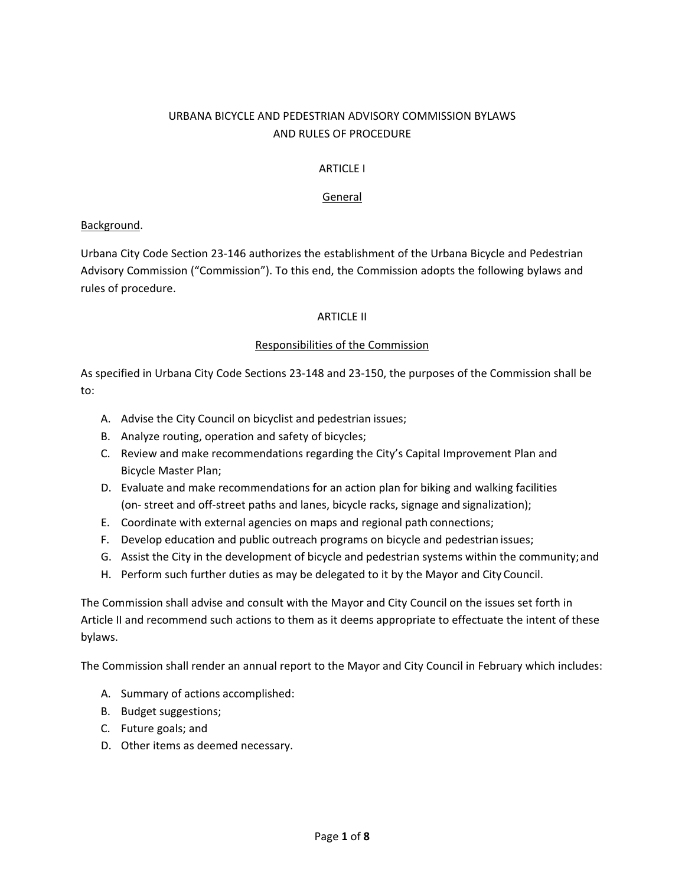# URBANA BICYCLE AND PEDESTRIAN ADVISORY COMMISSION BYLAWS AND RULES OF PROCEDURE

## ARTICLE I

### General

Background.

Urbana City Code Section 23-146 authorizes the establishment of the Urbana Bicycle and Pedestrian Advisory Commission ("Commission"). To this end, the Commission adopts the following bylaws and rules of procedure.

## ARTICLE II

### Responsibilities of the Commission

As specified in Urbana City Code Sections 23-148 and 23-150, the purposes of the Commission shall be to:

A. Advise the City Council on bicyclist and pedestrian issues;
B. Analyze routing, operation and safety of bicycles;
C. Review and make recommendations regarding the City's Capital Improvement Plan and Bicycle Master Plan;
D. Evaluate and make recommendations for an action plan for biking and walking facilities (on- street and off-street paths and lanes, bicycle racks, signage and signalization);
E. Coordinate with external agencies on maps and regional path connections;
F. Develop education and public outreach programs on bicycle and pedestrian issues;
G. Assist the City in the development of bicycle and pedestrian systems within the community; and
H. Perform such further duties as may be delegated to it by the Mayor and City Council.

The Commission shall advise and consult with the Mayor and City Council on the issues set forth in Article II and recommend such actions to them as it deems appropriate to effectuate the intent of these bylaws.

The Commission shall render an annual report to the Mayor and City Council in February which includes:

A. Summary of actions accomplished:
B. Budget suggestions;
C. Future goals; and
D. Other items as deemed necessary.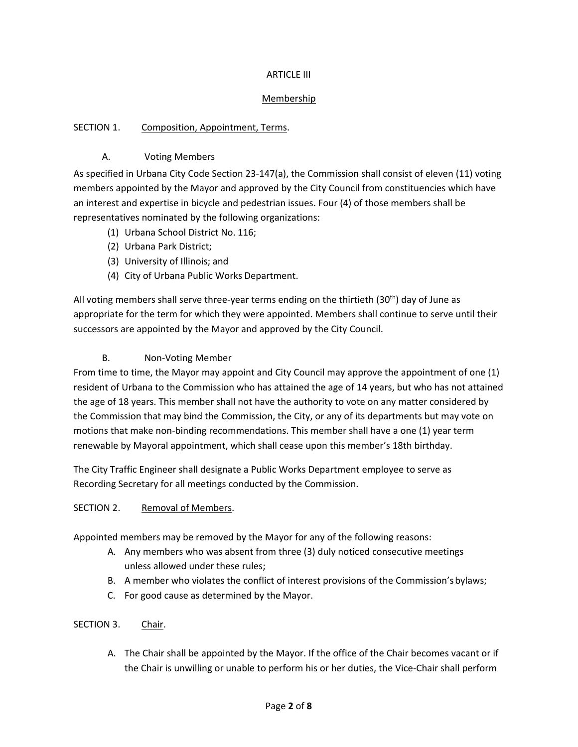## ARTICLE III

### Membership

SECTION 1. Composition, Appointment, Terms.

A. Voting Members

As specified in Urbana City Code Section 23-147(a), the Commission shall consist of eleven (11) voting members appointed by the Mayor and approved by the City Council from constituencies which have an interest and expertise in bicycle and pedestrian issues. Four (4) of those members shall be representatives nominated by the following organizations:

(1) Urbana School District No. 116;
(2) Urbana Park District;
(3) University of Illinois; and
(4) City of Urbana Public Works Department.

All voting members shall serve three-year terms ending on the thirtieth (30th) day of June as appropriate for the term for which they were appointed. Members shall continue to serve until their successors are appointed by the Mayor and approved by the City Council.

B. Non-Voting Member

From time to time, the Mayor may appoint and City Council may approve the appointment of one (1) resident of Urbana to the Commission who has attained the age of 14 years, but who has not attained the age of 18 years. This member shall not have the authority to vote on any matter considered by the Commission that may bind the Commission, the City, or any of its departments but may vote on motions that make non-binding recommendations. This member shall have a one (1) year term renewable by Mayoral appointment, which shall cease upon this member's 18th birthday.

The City Traffic Engineer shall designate a Public Works Department employee to serve as Recording Secretary for all meetings conducted by the Commission.

SECTION 2. Removal of Members.

Appointed members may be removed by the Mayor for any of the following reasons:

A. Any members who was absent from three (3) duly noticed consecutive meetings unless allowed under these rules;
B. A member who violates the conflict of interest provisions of the Commission's bylaws;
C. For good cause as determined by the Mayor.

SECTION 3. Chair.

A. The Chair shall be appointed by the Mayor. If the office of the Chair becomes vacant or if the Chair is unwilling or unable to perform his or her duties, the Vice-Chair shall perform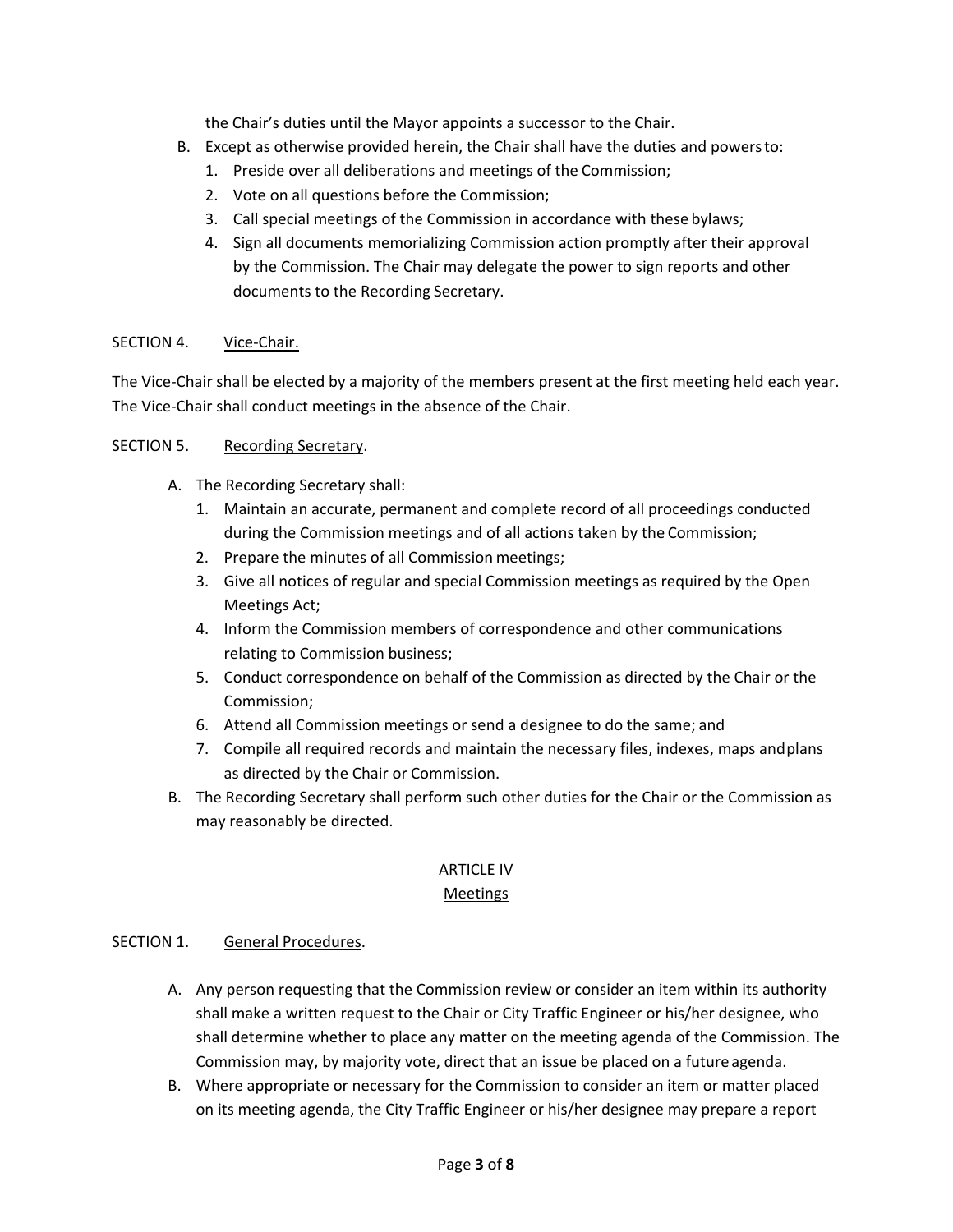the Chair's duties until the Mayor appoints a successor to the Chair.

B. Except as otherwise provided herein, the Chair shall have the duties and powers to:
   1. Preside over all deliberations and meetings of the Commission;
   2. Vote on all questions before the Commission;
   3. Call special meetings of the Commission in accordance with these bylaws;
   4. Sign all documents memorializing Commission action promptly after their approval by the Commission. The Chair may delegate the power to sign reports and other documents to the Recording Secretary.

SECTION 4. <u>Vice-Chair.</u>

The Vice-Chair shall be elected by a majority of the members present at the first meeting held each year. The Vice-Chair shall conduct meetings in the absence of the Chair.

SECTION 5. <u>Recording Secretary</u>.

A. The Recording Secretary shall:
   1. Maintain an accurate, permanent and complete record of all proceedings conducted during the Commission meetings and of all actions taken by the Commission;
   2. Prepare the minutes of all Commission meetings;
   3. Give all notices of regular and special Commission meetings as required by the Open Meetings Act;
   4. Inform the Commission members of correspondence and other communications relating to Commission business;
   5. Conduct correspondence on behalf of the Commission as directed by the Chair or the Commission;
   6. Attend all Commission meetings or send a designee to do the same; and
   7. Compile all required records and maintain the necessary files, indexes, maps and plans as directed by the Chair or Commission.

B. The Recording Secretary shall perform such other duties for the Chair or the Commission as may reasonably be directed.

## ARTICLE IV
## <u>Meetings</u>

SECTION 1. <u>General Procedures</u>.

A. Any person requesting that the Commission review or consider an item within its authority shall make a written request to the Chair or City Traffic Engineer or his/her designee, who shall determine whether to place any matter on the meeting agenda of the Commission. The Commission may, by majority vote, direct that an issue be placed on a future agenda.

B. Where appropriate or necessary for the Commission to consider an item or matter placed on its meeting agenda, the City Traffic Engineer or his/her designee may prepare a report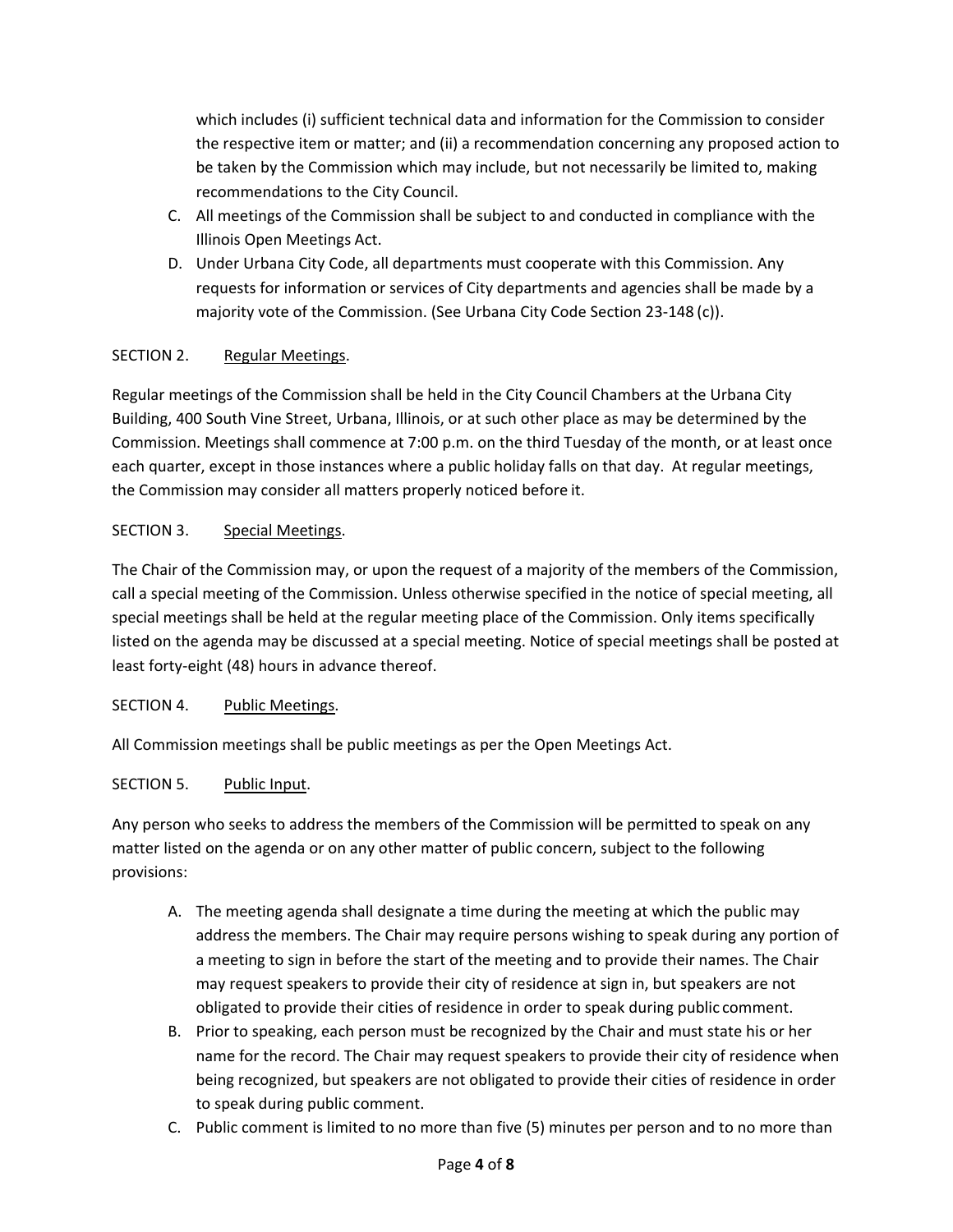which includes (i) sufficient technical data and information for the Commission to consider the respective item or matter; and (ii) a recommendation concerning any proposed action to be taken by the Commission which may include, but not necessarily be limited to, making recommendations to the City Council.

C. All meetings of the Commission shall be subject to and conducted in compliance with the Illinois Open Meetings Act.
D. Under Urbana City Code, all departments must cooperate with this Commission. Any requests for information or services of City departments and agencies shall be made by a majority vote of the Commission. (See Urbana City Code Section 23-148 (c)).

SECTION 2. Regular Meetings.

Regular meetings of the Commission shall be held in the City Council Chambers at the Urbana City Building, 400 South Vine Street, Urbana, Illinois, or at such other place as may be determined by the Commission. Meetings shall commence at 7:00 p.m. on the third Tuesday of the month, or at least once each quarter, except in those instances where a public holiday falls on that day. At regular meetings, the Commission may consider all matters properly noticed before it.

SECTION 3. Special Meetings.

The Chair of the Commission may, or upon the request of a majority of the members of the Commission, call a special meeting of the Commission. Unless otherwise specified in the notice of special meeting, all special meetings shall be held at the regular meeting place of the Commission. Only items specifically listed on the agenda may be discussed at a special meeting. Notice of special meetings shall be posted at least forty-eight (48) hours in advance thereof.

SECTION 4. Public Meetings.

All Commission meetings shall be public meetings as per the Open Meetings Act.

SECTION 5. Public Input.

Any person who seeks to address the members of the Commission will be permitted to speak on any matter listed on the agenda or on any other matter of public concern, subject to the following provisions:

A. The meeting agenda shall designate a time during the meeting at which the public may address the members. The Chair may require persons wishing to speak during any portion of a meeting to sign in before the start of the meeting and to provide their names. The Chair may request speakers to provide their city of residence at sign in, but speakers are not obligated to provide their cities of residence in order to speak during public comment.
B. Prior to speaking, each person must be recognized by the Chair and must state his or her name for the record. The Chair may request speakers to provide their city of residence when being recognized, but speakers are not obligated to provide their cities of residence in order to speak during public comment.
C. Public comment is limited to no more than five (5) minutes per person and to no more than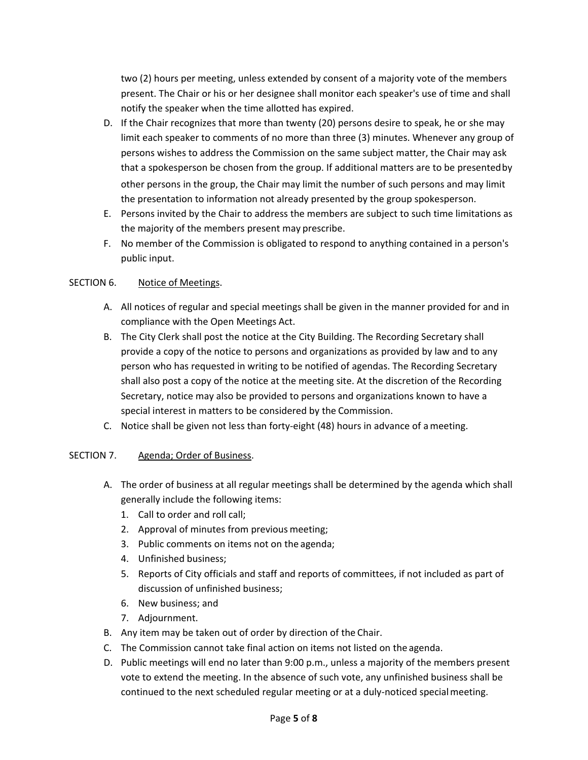two (2) hours per meeting, unless extended by consent of a majority vote of the members present. The Chair or his or her designee shall monitor each speaker's use of time and shall notify the speaker when the time allotted has expired.

D. If the Chair recognizes that more than twenty (20) persons desire to speak, he or she may limit each speaker to comments of no more than three (3) minutes. Whenever any group of persons wishes to address the Commission on the same subject matter, the Chair may ask that a spokesperson be chosen from the group. If additional matters are to be presented by other persons in the group, the Chair may limit the number of such persons and may limit the presentation to information not already presented by the group spokesperson.
E. Persons invited by the Chair to address the members are subject to such time limitations as the majority of the members present may prescribe.
F. No member of the Commission is obligated to respond to anything contained in a person's public input.

SECTION 6. <u>Notice of Meetings</u>.

A. All notices of regular and special meetings shall be given in the manner provided for and in compliance with the Open Meetings Act.
B. The City Clerk shall post the notice at the City Building. The Recording Secretary shall provide a copy of the notice to persons and organizations as provided by law and to any person who has requested in writing to be notified of agendas. The Recording Secretary shall also post a copy of the notice at the meeting site. At the discretion of the Recording Secretary, notice may also be provided to persons and organizations known to have a special interest in matters to be considered by the Commission.
C. Notice shall be given not less than forty-eight (48) hours in advance of a meeting.

SECTION 7. <u>Agenda; Order of Business</u>.

A. The order of business at all regular meetings shall be determined by the agenda which shall generally include the following items:
   1. Call to order and roll call;
   2. Approval of minutes from previous meeting;
   3. Public comments on items not on the agenda;
   4. Unfinished business;
   5. Reports of City officials and staff and reports of committees, if not included as part of discussion of unfinished business;
   6. New business; and
   7. Adjournment.
B. Any item may be taken out of order by direction of the Chair.
C. The Commission cannot take final action on items not listed on the agenda.
D. Public meetings will end no later than 9:00 p.m., unless a majority of the members present vote to extend the meeting. In the absence of such vote, any unfinished business shall be continued to the next scheduled regular meeting or at a duly-noticed special meeting.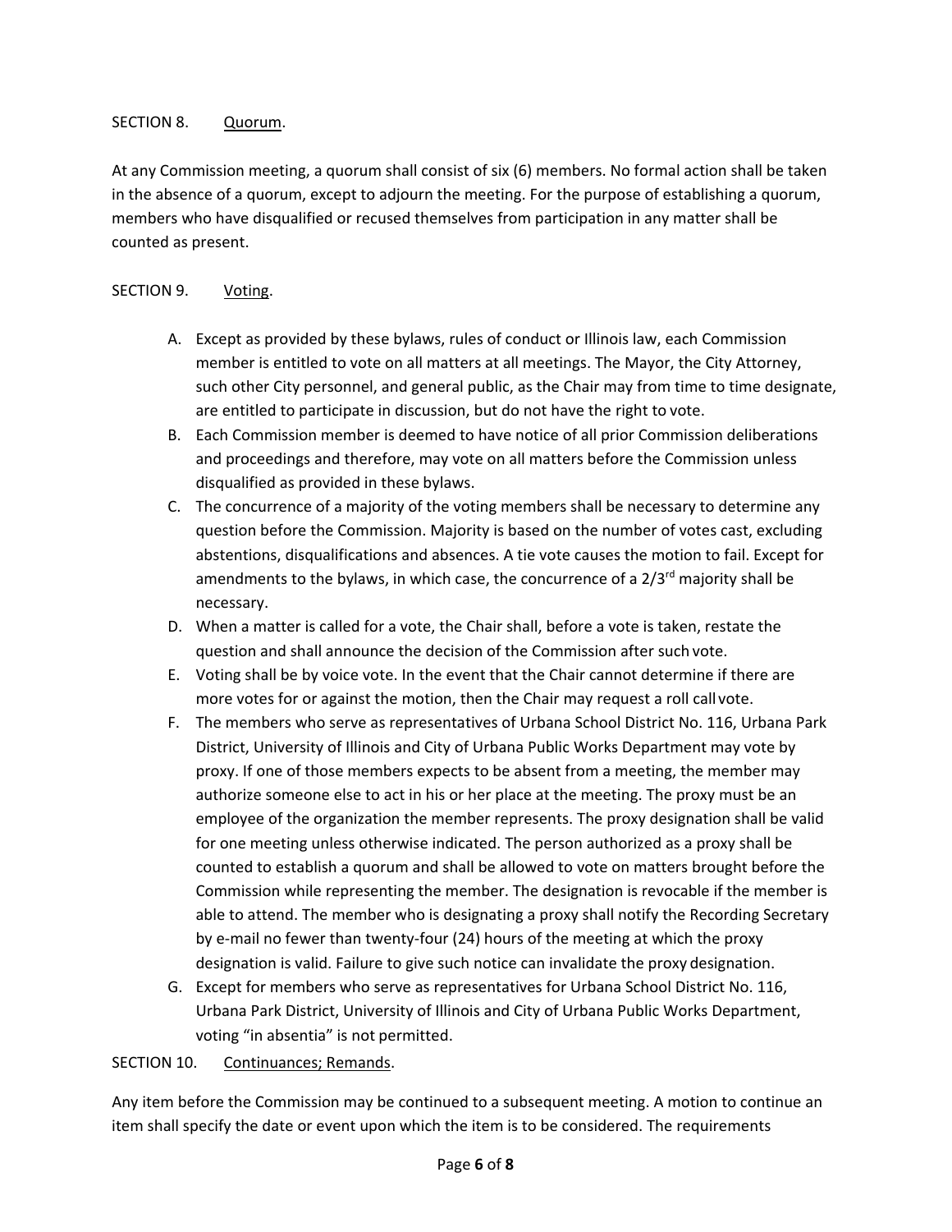SECTION 8. Quorum.

At any Commission meeting, a quorum shall consist of six (6) members. No formal action shall be taken in the absence of a quorum, except to adjourn the meeting. For the purpose of establishing a quorum, members who have disqualified or recused themselves from participation in any matter shall be counted as present.

SECTION 9. Voting.

A. Except as provided by these bylaws, rules of conduct or Illinois law, each Commission member is entitled to vote on all matters at all meetings. The Mayor, the City Attorney, such other City personnel, and general public, as the Chair may from time to time designate, are entitled to participate in discussion, but do not have the right to vote.
B. Each Commission member is deemed to have notice of all prior Commission deliberations and proceedings and therefore, may vote on all matters before the Commission unless disqualified as provided in these bylaws.
C. The concurrence of a majority of the voting members shall be necessary to determine any question before the Commission. Majority is based on the number of votes cast, excluding abstentions, disqualifications and absences. A tie vote causes the motion to fail. Except for amendments to the bylaws, in which case, the concurrence of a 2/3rd majority shall be necessary.
D. When a matter is called for a vote, the Chair shall, before a vote is taken, restate the question and shall announce the decision of the Commission after such vote.
E. Voting shall be by voice vote. In the event that the Chair cannot determine if there are more votes for or against the motion, then the Chair may request a roll call vote.
F. The members who serve as representatives of Urbana School District No. 116, Urbana Park District, University of Illinois and City of Urbana Public Works Department may vote by proxy. If one of those members expects to be absent from a meeting, the member may authorize someone else to act in his or her place at the meeting. The proxy must be an employee of the organization the member represents. The proxy designation shall be valid for one meeting unless otherwise indicated. The person authorized as a proxy shall be counted to establish a quorum and shall be allowed to vote on matters brought before the Commission while representing the member. The designation is revocable if the member is able to attend. The member who is designating a proxy shall notify the Recording Secretary by e-mail no fewer than twenty-four (24) hours of the meeting at which the proxy designation is valid. Failure to give such notice can invalidate the proxy designation.
G. Except for members who serve as representatives for Urbana School District No. 116, Urbana Park District, University of Illinois and City of Urbana Public Works Department, voting "in absentia" is not permitted.

SECTION 10. Continuances; Remands.

Any item before the Commission may be continued to a subsequent meeting. A motion to continue an item shall specify the date or event upon which the item is to be considered. The requirements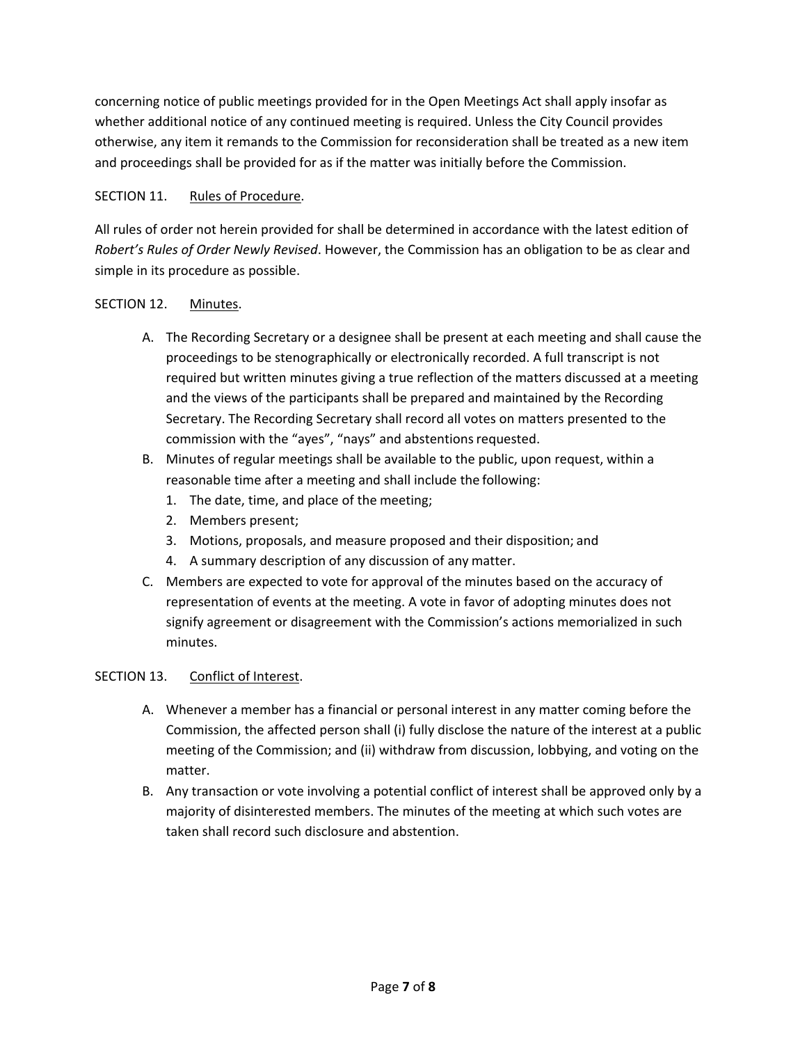concerning notice of public meetings provided for in the Open Meetings Act shall apply insofar as whether additional notice of any continued meeting is required. Unless the City Council provides otherwise, any item it remands to the Commission for reconsideration shall be treated as a new item and proceedings shall be provided for as if the matter was initially before the Commission.

SECTION 11. Rules of Procedure.

All rules of order not herein provided for shall be determined in accordance with the latest edition of *Robert's Rules of Order Newly Revised*. However, the Commission has an obligation to be as clear and simple in its procedure as possible.

SECTION 12. Minutes.

A. The Recording Secretary or a designee shall be present at each meeting and shall cause the proceedings to be stenographically or electronically recorded. A full transcript is not required but written minutes giving a true reflection of the matters discussed at a meeting and the views of the participants shall be prepared and maintained by the Recording Secretary. The Recording Secretary shall record all votes on matters presented to the commission with the "ayes", "nays" and abstentions requested.

B. Minutes of regular meetings shall be available to the public, upon request, within a reasonable time after a meeting and shall include the following:
   1. The date, time, and place of the meeting;
   2. Members present;
   3. Motions, proposals, and measure proposed and their disposition; and
   4. A summary description of any discussion of any matter.

C. Members are expected to vote for approval of the minutes based on the accuracy of representation of events at the meeting. A vote in favor of adopting minutes does not signify agreement or disagreement with the Commission's actions memorialized in such minutes.

SECTION 13. Conflict of Interest.

A. Whenever a member has a financial or personal interest in any matter coming before the Commission, the affected person shall (i) fully disclose the nature of the interest at a public meeting of the Commission; and (ii) withdraw from discussion, lobbying, and voting on the matter.

B. Any transaction or vote involving a potential conflict of interest shall be approved only by a majority of disinterested members. The minutes of the meeting at which such votes are taken shall record such disclosure and abstention.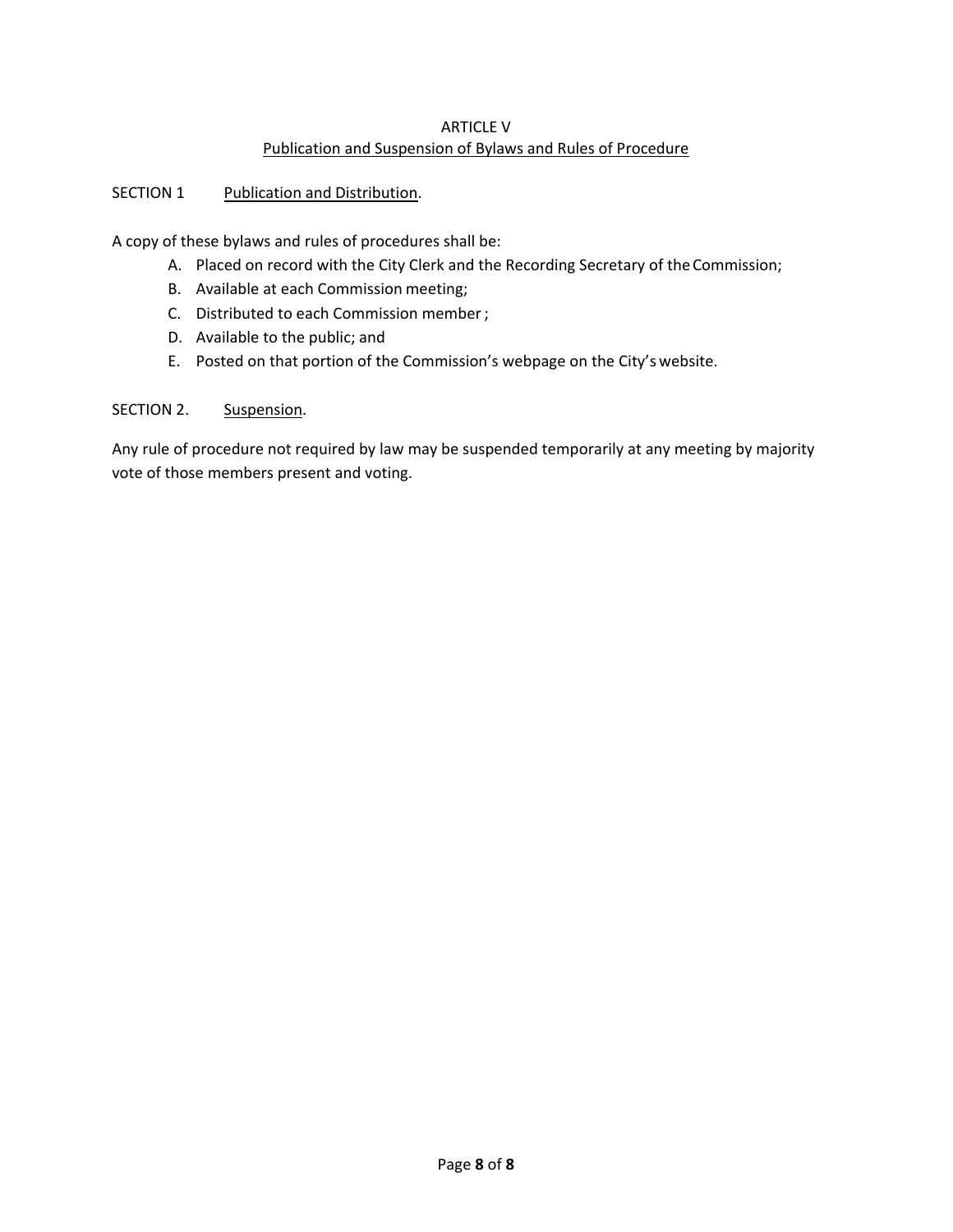## ARTICLE V
## Publication and Suspension of Bylaws and Rules of Procedure

SECTION 1 Publication and Distribution.

A copy of these bylaws and rules of procedures shall be:

A. Placed on record with the City Clerk and the Recording Secretary of the Commission;
B. Available at each Commission meeting;
C. Distributed to each Commission member ;
D. Available to the public; and
E. Posted on that portion of the Commission's webpage on the City's website.

SECTION 2. Suspension.

Any rule of procedure not required by law may be suspended temporarily at any meeting by majority vote of those members present and voting.